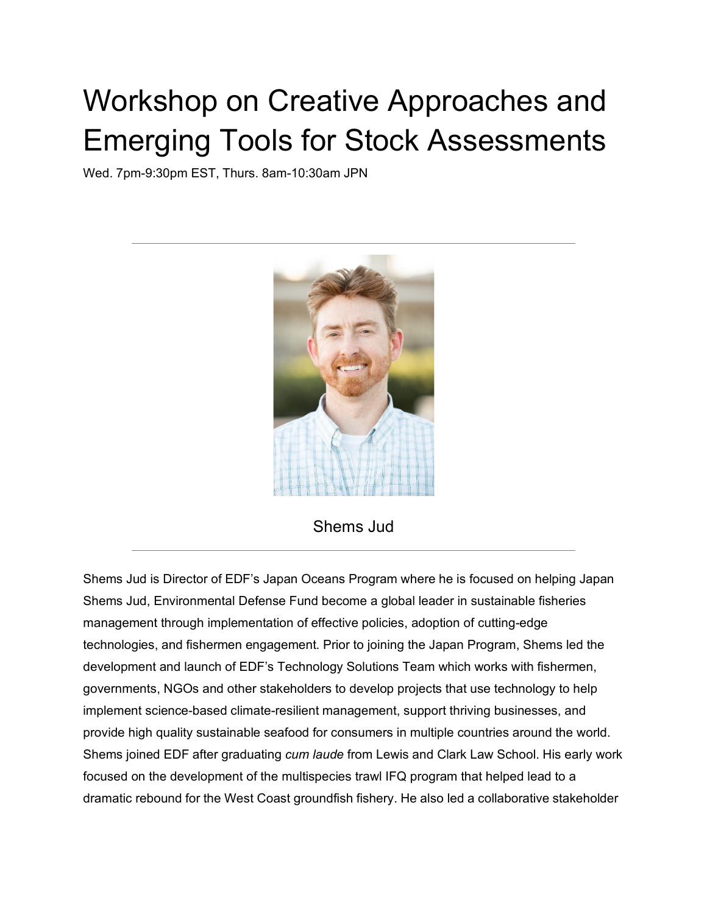# Workshop on Creative Approaches and Emerging Tools for Stock Assessments

Wed. 7pm-9:30pm EST, Thurs. 8am-10:30am JPN

---

Shems Jud

---

Shems Jud is Director of EDF's Japan Oceans Program where he is focused on helping Japan Shems Jud, Environmental Defense Fund become a global leader in sustainable fisheries management through implementation of effective policies, adoption of cutting-edge technologies, and fishermen engagement. Prior to joining the Japan Program, Shems led the development and launch of EDF's Technology Solutions Team which works with fishermen, governments, NGOs and other stakeholders to develop projects that use technology to help implement science-based climate-resilient management, support thriving businesses, and provide high quality sustainable seafood for consumers in multiple countries around the world. Shems joined EDF after graduating *cum laude* from Lewis and Clark Law School. His early work focused on the development of the multispecies trawl IFQ program that helped lead to a dramatic rebound for the West Coast groundfish fishery. He also led a collaborative stakeholder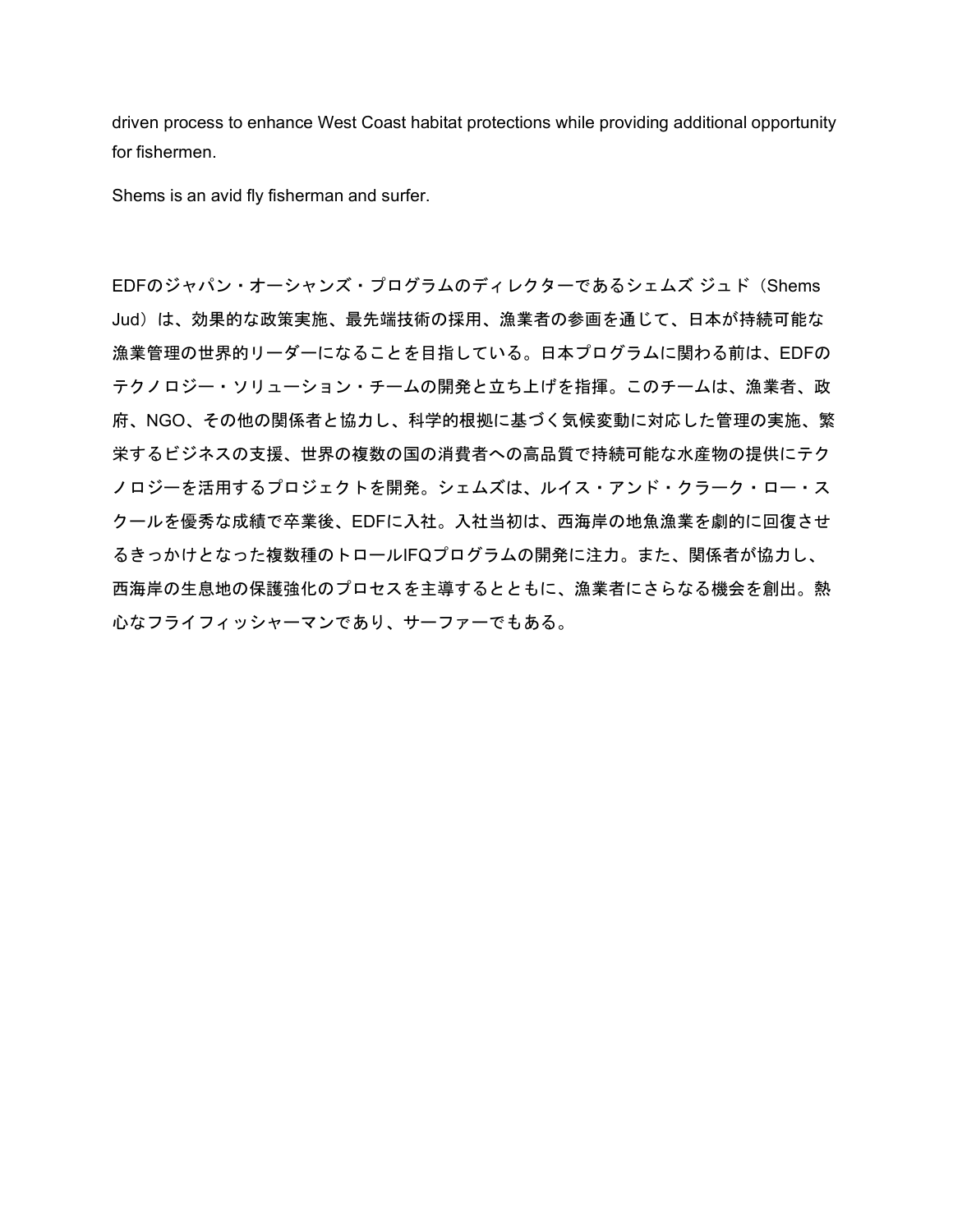driven process to enhance West Coast habitat protections while providing additional opportunity for fishermen.

Shems is an avid fly fisherman and surfer.

EDFのジャパン・オーシャンズ・プログラムのディレクターであるシェムズ ジュド（Shems Jud）は、効果的な政策実施、最先端技術の採用、漁業者の参画を通じて、日本が持続可能な漁業管理の世界的リーダーになることを目指している。日本プログラムに関わる前は、EDFのテクノロジー・ソリューション・チームの開発と立ち上げを指揮。このチームは、漁業者、政府、NGO、その他の関係者と協力し、科学的根拠に基づく気候変動に対応した管理の実施、繁栄するビジネスの支援、世界の複数の国の消費者への高品質で持続可能な水産物の提供にテクノロジーを活用するプロジェクトを開発。シェムズは、ルイス・アンド・クラーク・ロー・スクールを優秀な成績で卒業後、EDFに入社。入社当初は、西海岸の地魚漁業を劇的に回復させるきっかけとなった複数種のトロールIFQプログラムの開発に注力。また、関係者が協力し、西海岸の生息地の保護強化のプロセスを主導するとともに、漁業者にさらなる機会を創出。熱心なフライフィッシャーマンであり、サーファーでもある。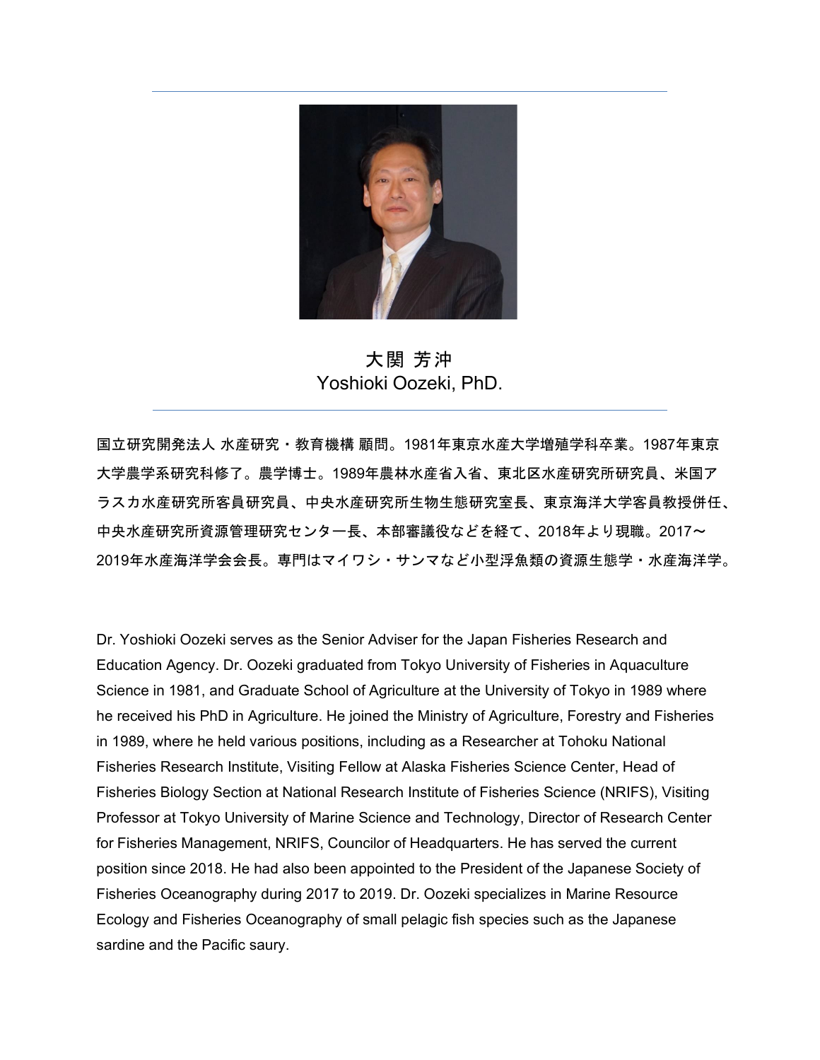# 大関 芳沖
# Yoshioki Oozeki, PhD.

国立研究開発法人 水産研究・教育機構 顧問。1981年東京水産大学増殖学科卒業。1987年東京大学農学系研究科修了。農学博士。1989年農林水産省入省、東北区水産研究所研究員、米国アラスカ水産研究所客員研究員、中央水産研究所生物生態研究室長、東京海洋大学客員教授併任、中央水産研究所資源管理研究センター長、本部審議役などを経て、2018年より現職。2017～2019年水産海洋学会会長。専門はマイワシ・サンマなど小型浮魚類の資源生態学・水産海洋学。

Dr. Yoshioki Oozeki serves as the Senior Adviser for the Japan Fisheries Research and Education Agency. Dr. Oozeki graduated from Tokyo University of Fisheries in Aquaculture Science in 1981, and Graduate School of Agriculture at the University of Tokyo in 1989 where he received his PhD in Agriculture. He joined the Ministry of Agriculture, Forestry and Fisheries in 1989, where he held various positions, including as a Researcher at Tohoku National Fisheries Research Institute, Visiting Fellow at Alaska Fisheries Science Center, Head of Fisheries Biology Section at National Research Institute of Fisheries Science (NRIFS), Visiting Professor at Tokyo University of Marine Science and Technology, Director of Research Center for Fisheries Management, NRIFS, Councilor of Headquarters. He has served the current position since 2018. He had also been appointed to the President of the Japanese Society of Fisheries Oceanography during 2017 to 2019. Dr. Oozeki specializes in Marine Resource Ecology and Fisheries Oceanography of small pelagic fish species such as the Japanese sardine and the Pacific saury.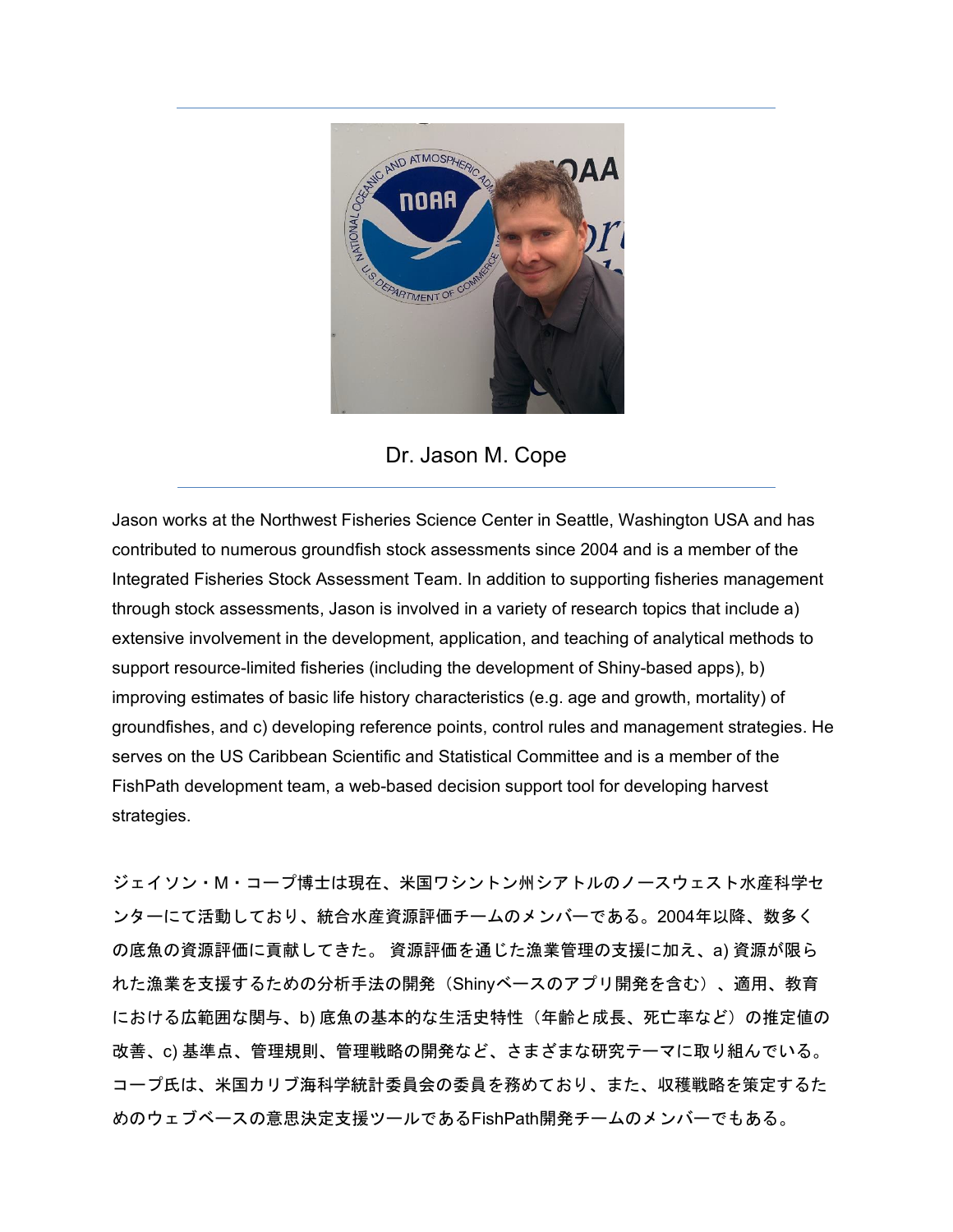Dr. Jason M. Cope

---

Jason works at the Northwest Fisheries Science Center in Seattle, Washington USA and has contributed to numerous groundfish stock assessments since 2004 and is a member of the Integrated Fisheries Stock Assessment Team. In addition to supporting fisheries management through stock assessments, Jason is involved in a variety of research topics that include a) extensive involvement in the development, application, and teaching of analytical methods to support resource-limited fisheries (including the development of Shiny-based apps), b) improving estimates of basic life history characteristics (e.g. age and growth, mortality) of groundfishes, and c) developing reference points, control rules and management strategies. He serves on the US Caribbean Scientific and Statistical Committee and is a member of the FishPath development team, a web-based decision support tool for developing harvest strategies.

ジェイソン・M・コープ博士は現在、米国ワシントン州シアトルのノースウェスト水産科学センターにて活動しており、統合水産資源評価チームのメンバーである。2004年以降、数多くの底魚の資源評価に貢献してきた。 資源評価を通じた漁業管理の支援に加え、a) 資源が限られた漁業を支援するための分析手法の開発（Shinyベースのアプリ開発を含む）、適用、教育における広範囲な関与、b) 底魚の基本的な生活史特性（年齢と成長、死亡率など）の推定値の改善、c) 基準点、管理規則、管理戦略の開発など、さまざまな研究テーマに取り組んでいる。コープ氏は、米国カリブ海科学統計委員会の委員を務めており、また、収穫戦略を策定するためのウェブベースの意思決定支援ツールであるFishPath開発チームのメンバーでもある。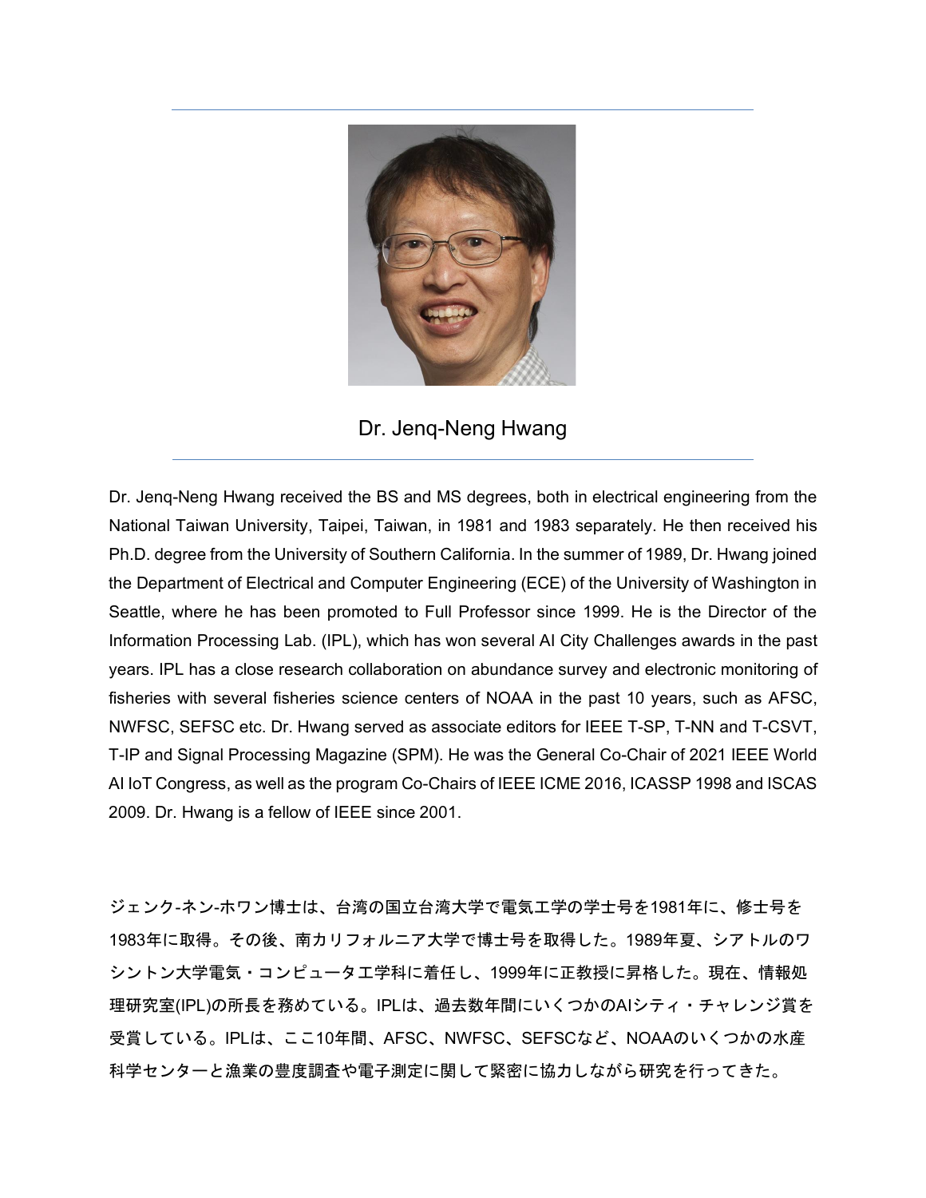---

## Dr. Jenq-Neng Hwang

---

Dr. Jenq-Neng Hwang received the BS and MS degrees, both in electrical engineering from the National Taiwan University, Taipei, Taiwan, in 1981 and 1983 separately. He then received his Ph.D. degree from the University of Southern California. In the summer of 1989, Dr. Hwang joined the Department of Electrical and Computer Engineering (ECE) of the University of Washington in Seattle, where he has been promoted to Full Professor since 1999. He is the Director of the Information Processing Lab. (IPL), which has won several AI City Challenges awards in the past years. IPL has a close research collaboration on abundance survey and electronic monitoring of fisheries with several fisheries science centers of NOAA in the past 10 years, such as AFSC, NWFSC, SEFSC etc. Dr. Hwang served as associate editors for IEEE T-SP, T-NN and T-CSVT, T-IP and Signal Processing Magazine (SPM). He was the General Co-Chair of 2021 IEEE World AI IoT Congress, as well as the program Co-Chairs of IEEE ICME 2016, ICASSP 1998 and ISCAS 2009. Dr. Hwang is a fellow of IEEE since 2001.

ジェンク-ネン-ホワン博士は、台湾の国立台湾大学で電気工学の学士号を1981年に、修士号を1983年に取得。その後、南カリフォルニア大学で博士号を取得した。1989年夏、シアトルのワシントン大学電気・コンピュータ工学科に着任し、1999年に正教授に昇格した。現在、情報処理研究室(IPL)の所長を務めている。IPLは、過去数年間にいくつかのAIシティ・チャレンジ賞を受賞している。IPLは、ここ10年間、AFSC、NWFSC、SEFSCなど、NOAAのいくつかの水産科学センターと漁業の豊度調査や電子測定に関して緊密に協力しながら研究を行ってきた。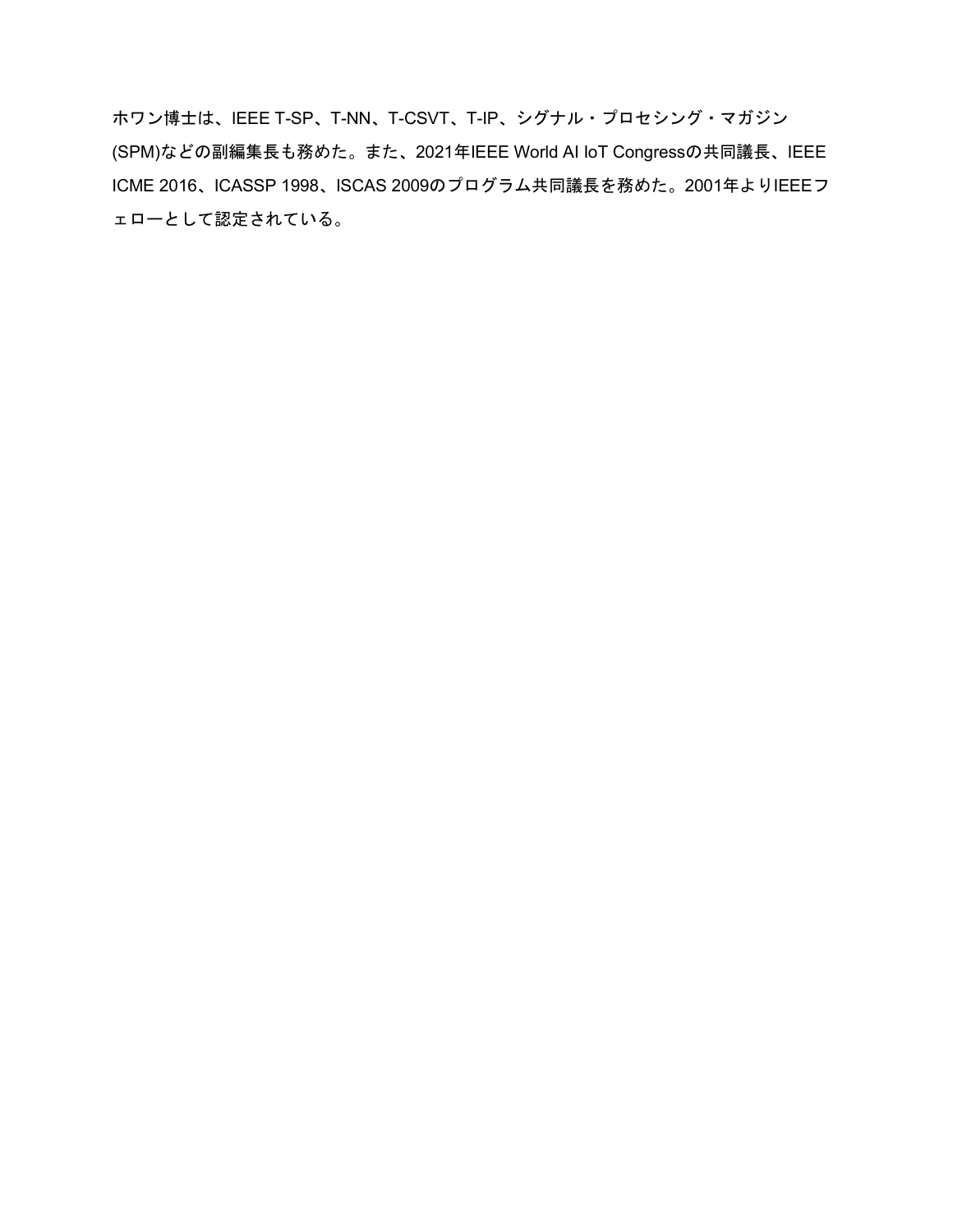ホワン博士は、IEEE T-SP、T-NN、T-CSVT、T-IP、シグナル・プロセシング・マガジン(SPM)などの副編集長も務めた。また、2021年IEEE World AI IoT Congressの共同議長、IEEE ICME 2016、ICASSP 1998、ISCAS 2009のプログラム共同議長を務めた。2001年よりIEEEフェローとして認定されている。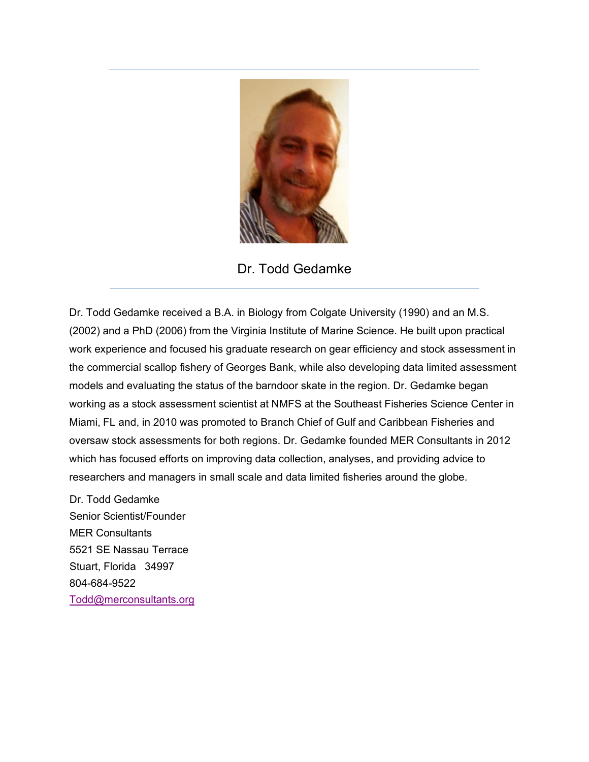## Dr. Todd Gedamke

Dr. Todd Gedamke received a B.A. in Biology from Colgate University (1990) and an M.S. (2002) and a PhD (2006) from the Virginia Institute of Marine Science. He built upon practical work experience and focused his graduate research on gear efficiency and stock assessment in the commercial scallop fishery of Georges Bank, while also developing data limited assessment models and evaluating the status of the barndoor skate in the region. Dr. Gedamke began working as a stock assessment scientist at NMFS at the Southeast Fisheries Science Center in Miami, FL and, in 2010 was promoted to Branch Chief of Gulf and Caribbean Fisheries and oversaw stock assessments for both regions. Dr. Gedamke founded MER Consultants in 2012 which has focused efforts on improving data collection, analyses, and providing advice to researchers and managers in small scale and data limited fisheries around the globe.

Dr. Todd Gedamke
Senior Scientist/Founder
MER Consultants
5521 SE Nassau Terrace
Stuart, Florida 34997
804-684-9522
Todd@merconsultants.org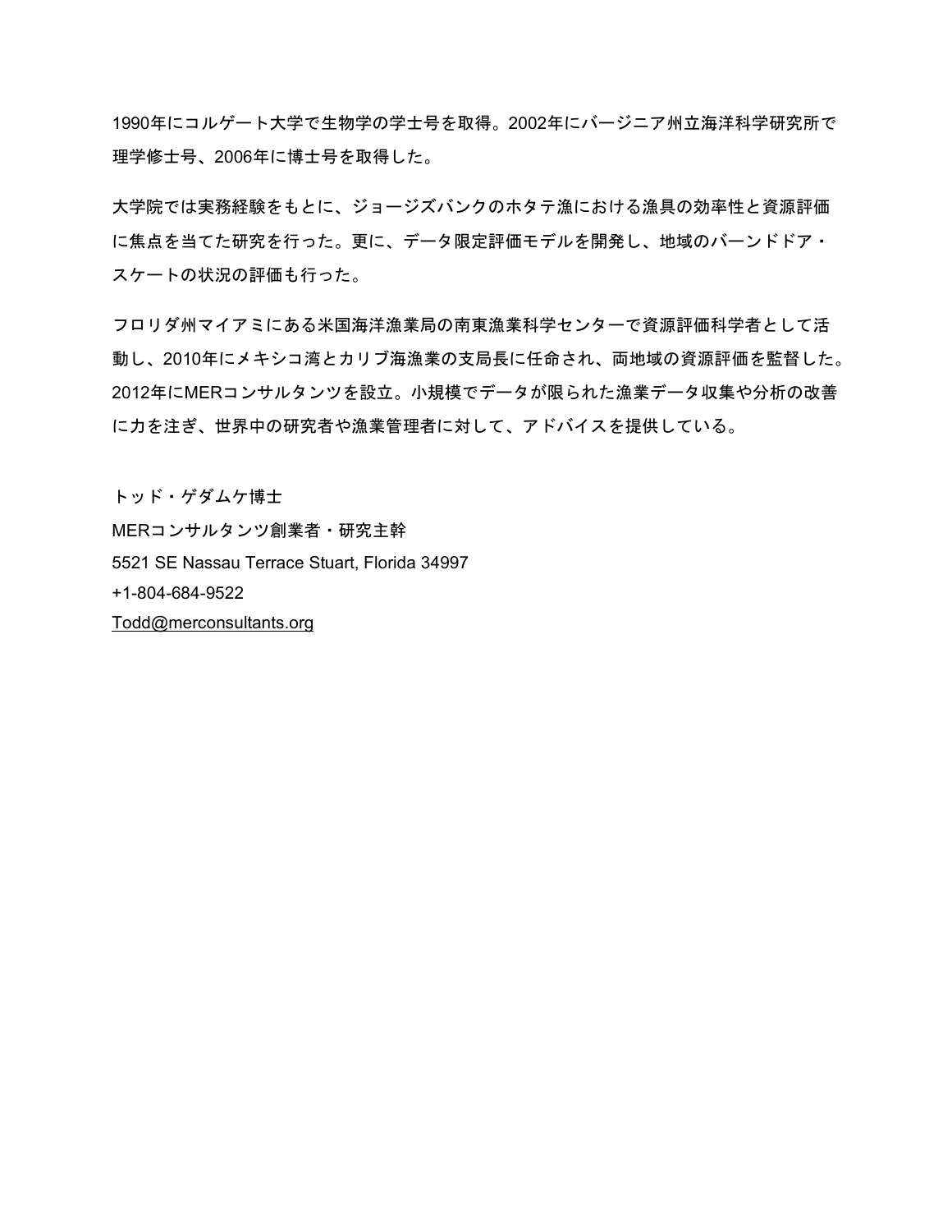1990年にコルゲート大学で生物学の学士号を取得。2002年にバージニア州立海洋科学研究所で理学修士号、2006年に博士号を取得した。

大学院では実務経験をもとに、ジョージズバンクのホタテ漁における漁具の効率性と資源評価に焦点を当てた研究を行った。更に、データ限定評価モデルを開発し、地域のバーンドドア・スケートの状況の評価も行った。

フロリダ州マイアミにある米国海洋漁業局の南東漁業科学センターで資源評価科学者として活動し、2010年にメキシコ湾とカリブ海漁業の支局長に任命され、両地域の資源評価を監督した。2012年にMERコンサルタンツを設立。小規模でデータが限られた漁業データ収集や分析の改善に力を注ぎ、世界中の研究者や漁業管理者に対して、アドバイスを提供している。

トッド・ゲダムケ博士
MERコンサルタンツ創業者・研究主幹
5521 SE Nassau Terrace Stuart, Florida 34997
+1-804-684-9522
Todd@merconsultants.org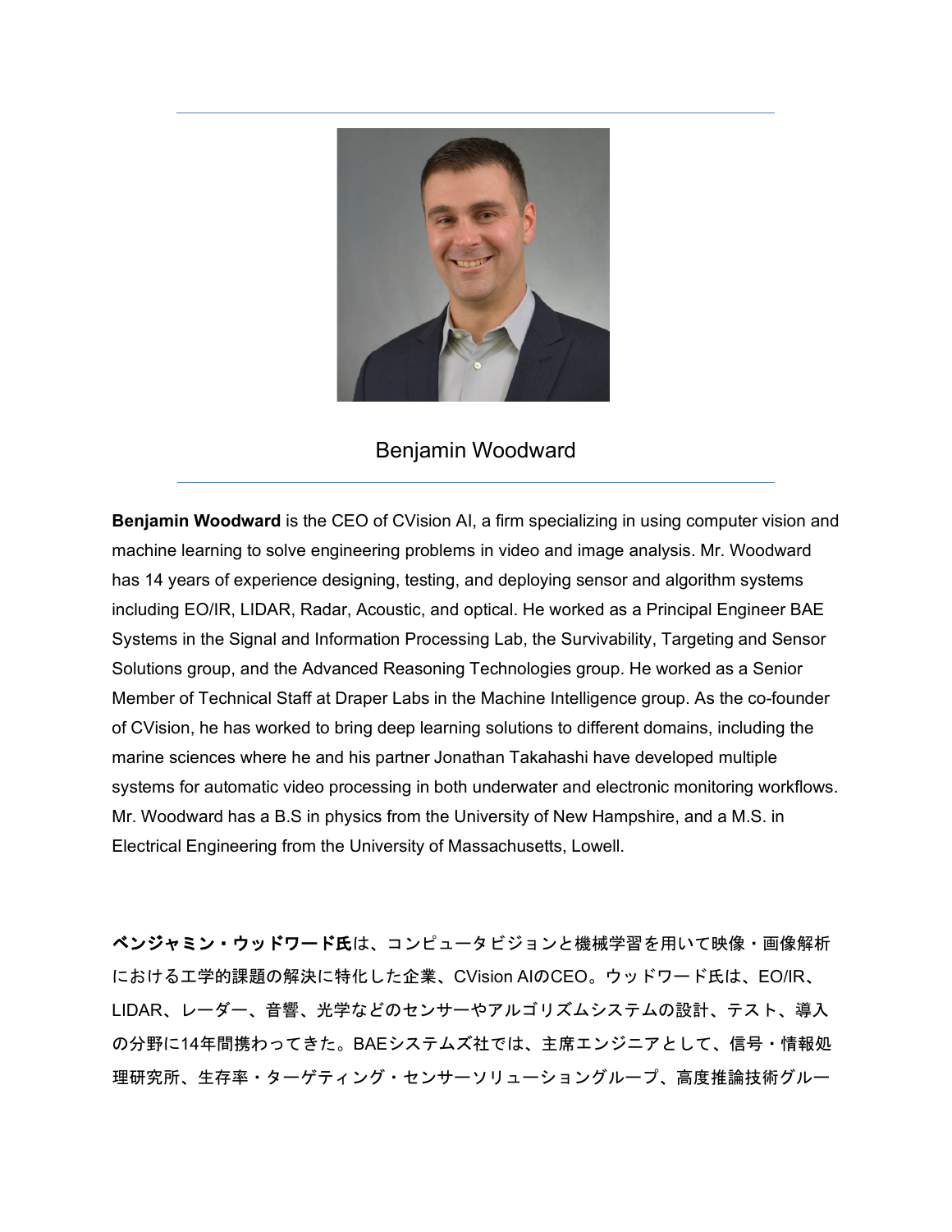Benjamin Woodward

---

**Benjamin Woodward** is the CEO of CVision AI, a firm specializing in using computer vision and machine learning to solve engineering problems in video and image analysis. Mr. Woodward has 14 years of experience designing, testing, and deploying sensor and algorithm systems including EO/IR, LIDAR, Radar, Acoustic, and optical. He worked as a Principal Engineer BAE Systems in the Signal and Information Processing Lab, the Survivability, Targeting and Sensor Solutions group, and the Advanced Reasoning Technologies group. He worked as a Senior Member of Technical Staff at Draper Labs in the Machine Intelligence group. As the co-founder of CVision, he has worked to bring deep learning solutions to different domains, including the marine sciences where he and his partner Jonathan Takahashi have developed multiple systems for automatic video processing in both underwater and electronic monitoring workflows. Mr. Woodward has a B.S in physics from the University of New Hampshire, and a M.S. in Electrical Engineering from the University of Massachusetts, Lowell.

**ベンジャミン・ウッドワード氏**は、コンピュータビジョンと機械学習を用いて映像・画像解析における工学的課題の解決に特化した企業、CVision AIのCEO。ウッドワード氏は、EO/IR、LIDAR、レーダー、音響、光学などのセンサーやアルゴリズムシステムの設計、テスト、導入の分野に14年間携わってきた。BAEシステムズ社では、主席エンジニアとして、信号・情報処理研究所、生存率・ターゲティング・センサーソリューショングループ、高度推論技術グルー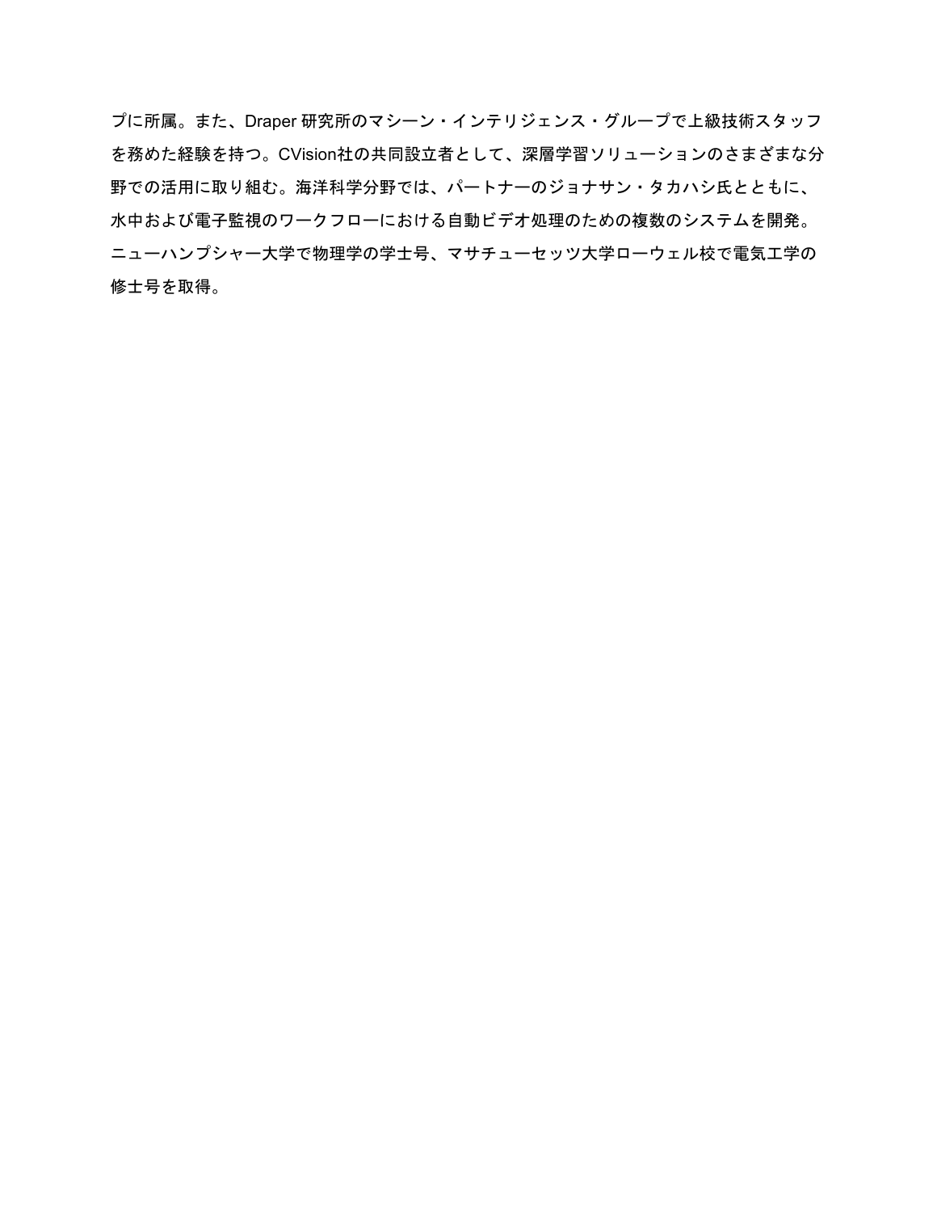プに所属。また、Draper 研究所のマシーン・インテリジェンス・グループで上級技術スタッフを務めた経験を持つ。CVision社の共同設立者として、深層学習ソリューションのさまざまな分野での活用に取り組む。海洋科学分野では、パートナーのジョナサン・タカハシ氏とともに、水中および電子監視のワークフローにおける自動ビデオ処理のための複数のシステムを開発。ニューハンプシャー大学で物理学の学士号、マサチューセッツ大学ローウェル校で電気工学の修士号を取得。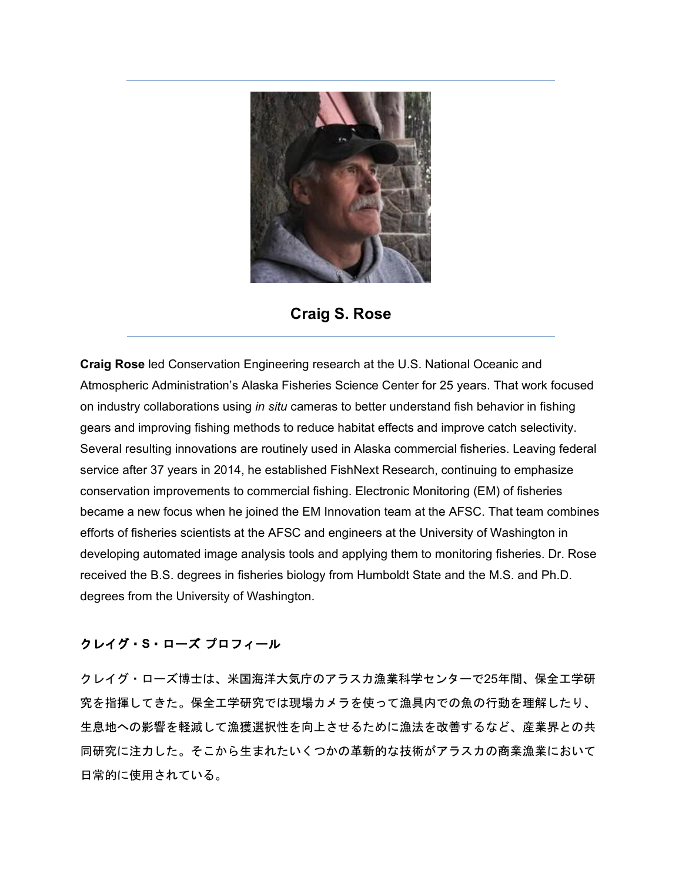## Craig S. Rose

**Craig Rose** led Conservation Engineering research at the U.S. National Oceanic and Atmospheric Administration's Alaska Fisheries Science Center for 25 years. That work focused on industry collaborations using *in situ* cameras to better understand fish behavior in fishing gears and improving fishing methods to reduce habitat effects and improve catch selectivity. Several resulting innovations are routinely used in Alaska commercial fisheries. Leaving federal service after 37 years in 2014, he established FishNext Research, continuing to emphasize conservation improvements to commercial fishing. Electronic Monitoring (EM) of fisheries became a new focus when he joined the EM Innovation team at the AFSC. That team combines efforts of fisheries scientists at the AFSC and engineers at the University of Washington in developing automated image analysis tools and applying them to monitoring fisheries. Dr. Rose received the B.S. degrees in fisheries biology from Humboldt State and the M.S. and Ph.D. degrees from the University of Washington.

### クレイグ・S・ローズ プロフィール

クレイグ・ローズ博士は、米国海洋大気庁のアラスカ漁業科学センターで25年間、保全工学研究を指揮してきた。保全工学研究では現場カメラを使って漁具内での魚の行動を理解したり、生息地への影響を軽減して漁獲選択性を向上させるために漁法を改善するなど、産業界との共同研究に注力した。そこから生まれたいくつかの革新的な技術がアラスカの商業漁業において日常的に使用されている。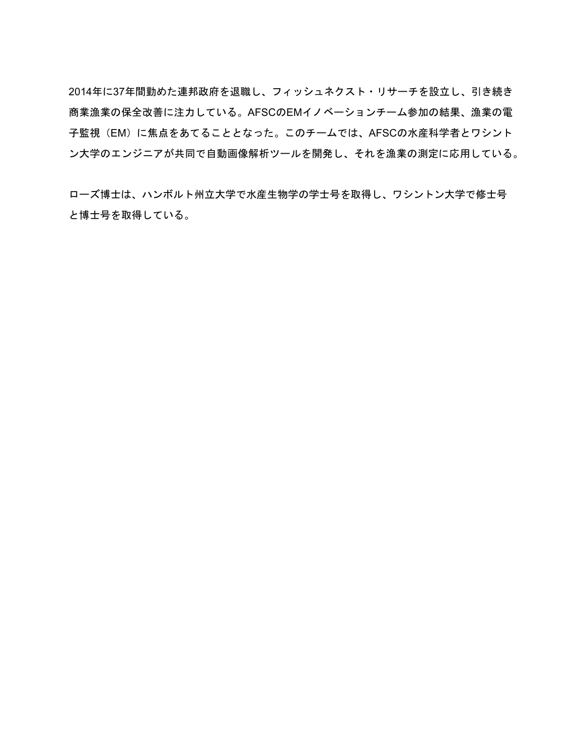2014年に37年間勤めた連邦政府を退職し、フィッシュネクスト・リサーチを設立し、引き続き商業漁業の保全改善に注力している。AFSCのEMイノベーションチーム参加の結果、漁業の電子監視（EM）に焦点をあてることとなった。このチームでは、AFSCの水産科学者とワシントン大学のエンジニアが共同で自動画像解析ツールを開発し、それを漁業の測定に応用している。

ローズ博士は、ハンボルト州立大学で水産生物学の学士号を取得し、ワシントン大学で修士号と博士号を取得している。